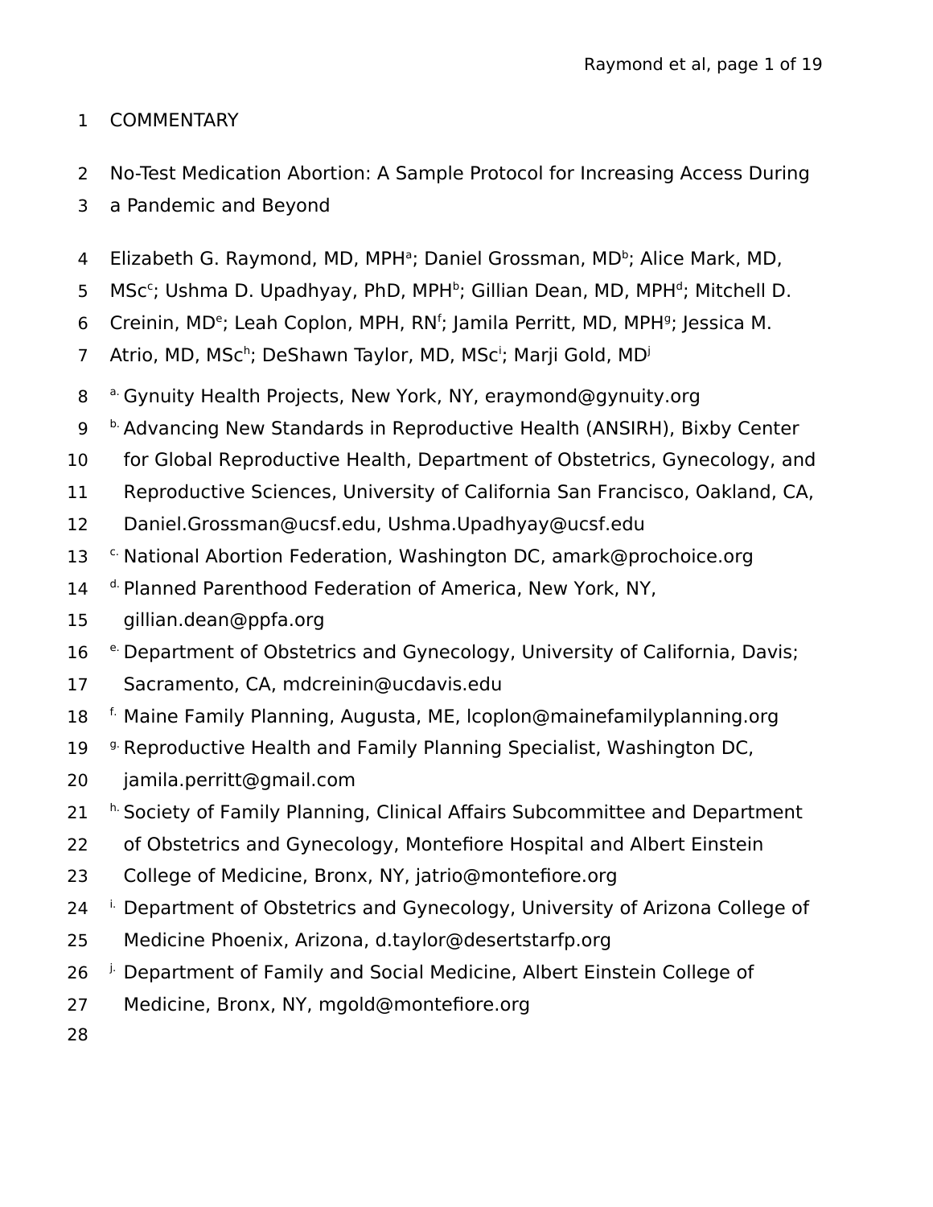COMMENTARY

# No-Test Medication Abortion: A Sample Protocol for Increasing Access During a Pandemic and Beyond

Elizabeth G. Raymond, MD, MPH[a]; Daniel Grossman, MD[b]; Alice Mark, MD, MSc[c]; Ushma D. Upadhyay, PhD, MPH[b]; Gillian Dean, MD, MPH[d]; Mitchell D. Creinin, MD[e]; Leah Coplon, MPH, RN[f]; Jamila Perritt, MD, MPH[g]; Jessica M. Atrio, MD, MSc[h]; DeShawn Taylor, MD, MSc[i]; Marji Gold, MD[j]

[a] Gynuity Health Projects, New York, NY, eraymond@gynuity.org

[b] Advancing New Standards in Reproductive Health (ANSIRH), Bixby Center for Global Reproductive Health, Department of Obstetrics, Gynecology, and Reproductive Sciences, University of California San Francisco, Oakland, CA, Daniel.Grossman@ucsf.edu, Ushma.Upadhyay@ucsf.edu

[c] National Abortion Federation, Washington DC, amark@prochoice.org

[d] Planned Parenthood Federation of America, New York, NY, gillian.dean@ppfa.org

[e] Department of Obstetrics and Gynecology, University of California, Davis; Sacramento, CA, mdcreinin@ucdavis.edu

[f] Maine Family Planning, Augusta, ME, lcoplon@mainefamilyplanning.org

[g] Reproductive Health and Family Planning Specialist, Washington DC, jamila.perritt@gmail.com

[h] Society of Family Planning, Clinical Affairs Subcommittee and Department of Obstetrics and Gynecology, Montefiore Hospital and Albert Einstein College of Medicine, Bronx, NY, jatrio@montefiore.org

[i] Department of Obstetrics and Gynecology, University of Arizona College of Medicine Phoenix, Arizona, d.taylor@desertstarfp.org

[j] Department of Family and Social Medicine, Albert Einstein College of Medicine, Bronx, NY, mgold@montefiore.org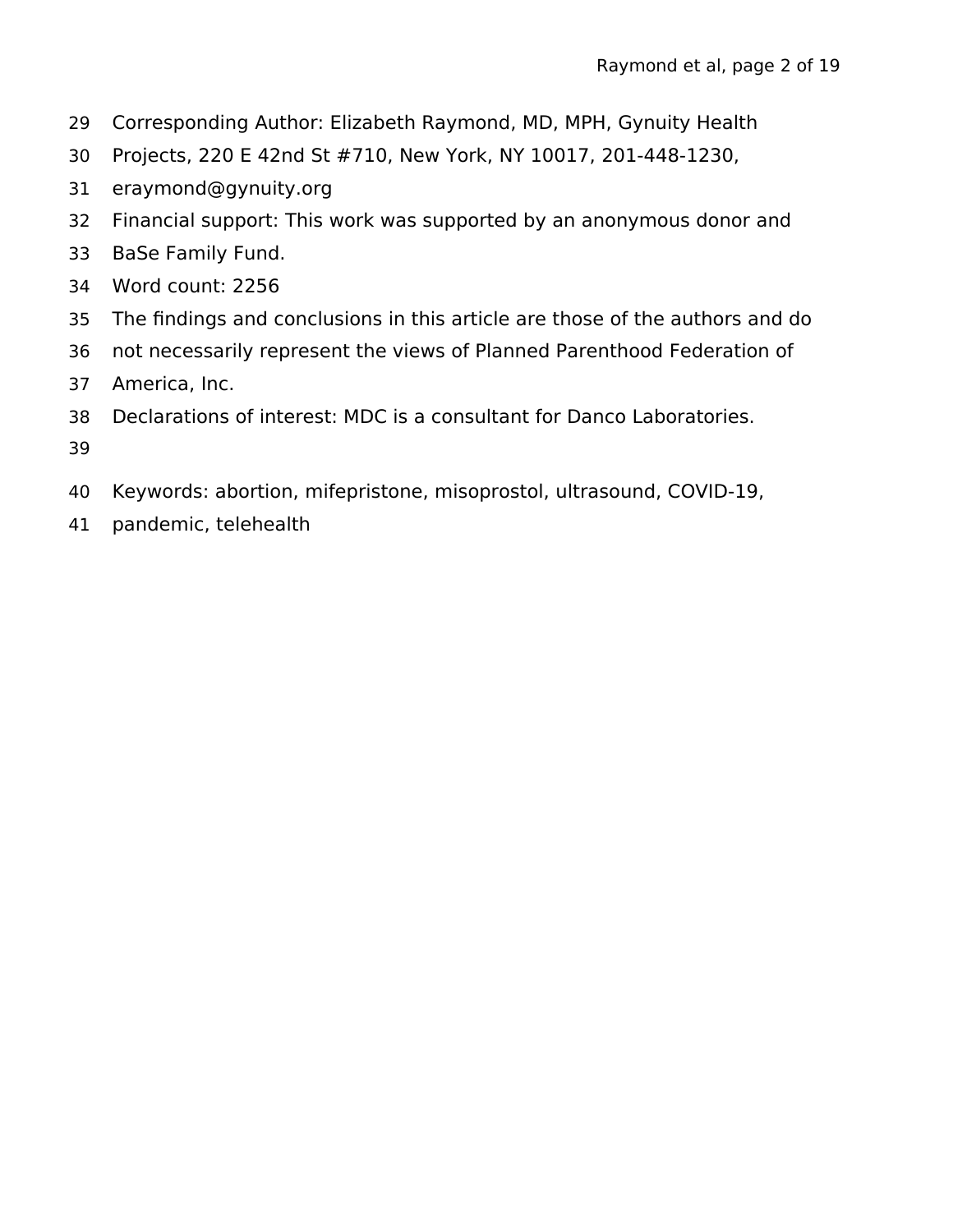Corresponding Author: Elizabeth Raymond, MD, MPH, Gynuity Health Projects, 220 E 42nd St #710, New York, NY 10017, 201-448-1230, eraymond@gynuity.org

Financial support: This work was supported by an anonymous donor and BaSe Family Fund.

Word count: 2256

The findings and conclusions in this article are those of the authors and do not necessarily represent the views of Planned Parenthood Federation of America, Inc.

Declarations of interest: MDC is a consultant for Danco Laboratories.

Keywords: abortion, mifepristone, misoprostol, ultrasound, COVID-19, pandemic, telehealth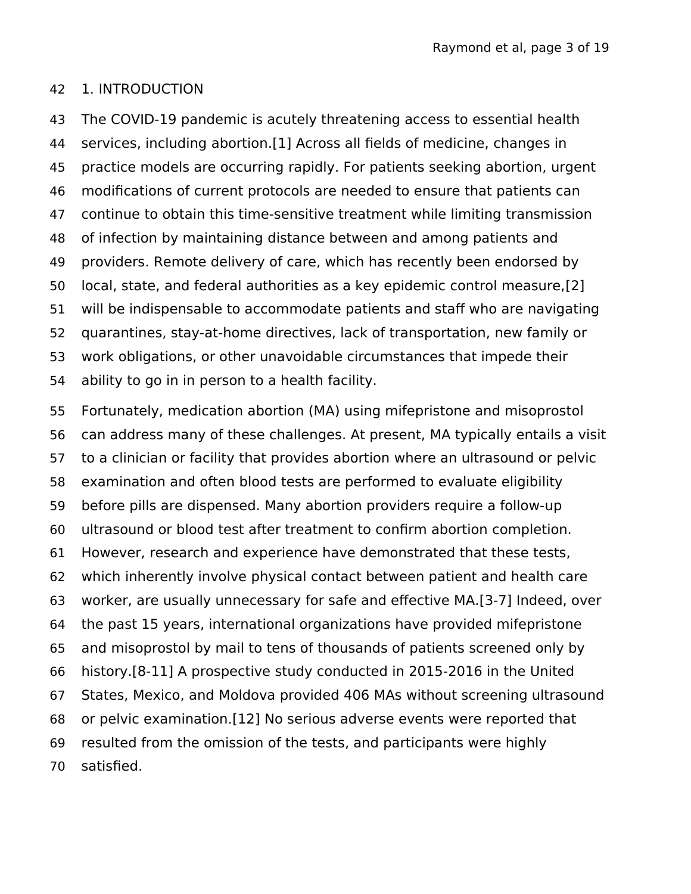## 1. INTRODUCTION

The COVID-19 pandemic is acutely threatening access to essential health services, including abortion.[1] Across all fields of medicine, changes in practice models are occurring rapidly. For patients seeking abortion, urgent modifications of current protocols are needed to ensure that patients can continue to obtain this time-sensitive treatment while limiting transmission of infection by maintaining distance between and among patients and providers. Remote delivery of care, which has recently been endorsed by local, state, and federal authorities as a key epidemic control measure,[2] will be indispensable to accommodate patients and staff who are navigating quarantines, stay-at-home directives, lack of transportation, new family or work obligations, or other unavoidable circumstances that impede their ability to go in in person to a health facility.

Fortunately, medication abortion (MA) using mifepristone and misoprostol can address many of these challenges. At present, MA typically entails a visit to a clinician or facility that provides abortion where an ultrasound or pelvic examination and often blood tests are performed to evaluate eligibility before pills are dispensed. Many abortion providers require a follow-up ultrasound or blood test after treatment to confirm abortion completion. However, research and experience have demonstrated that these tests, which inherently involve physical contact between patient and health care worker, are usually unnecessary for safe and effective MA.[3-7] Indeed, over the past 15 years, international organizations have provided mifepristone and misoprostol by mail to tens of thousands of patients screened only by history.[8-11] A prospective study conducted in 2015-2016 in the United States, Mexico, and Moldova provided 406 MAs without screening ultrasound or pelvic examination.[12] No serious adverse events were reported that resulted from the omission of the tests, and participants were highly satisfied.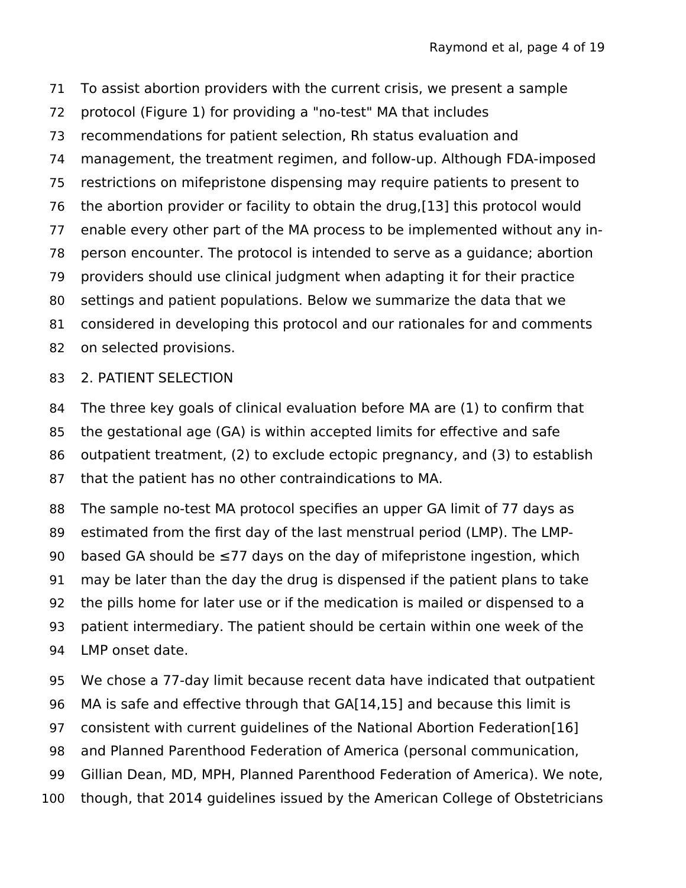To assist abortion providers with the current crisis, we present a sample protocol (Figure 1) for providing a "no-test" MA that includes recommendations for patient selection, Rh status evaluation and management, the treatment regimen, and follow-up. Although FDA-imposed restrictions on mifepristone dispensing may require patients to present to the abortion provider or facility to obtain the drug,[13] this protocol would enable every other part of the MA process to be implemented without any in-person encounter. The protocol is intended to serve as a guidance; abortion providers should use clinical judgment when adapting it for their practice settings and patient populations. Below we summarize the data that we considered in developing this protocol and our rationales for and comments on selected provisions.

## 2. PATIENT SELECTION

The three key goals of clinical evaluation before MA are (1) to confirm that the gestational age (GA) is within accepted limits for effective and safe outpatient treatment, (2) to exclude ectopic pregnancy, and (3) to establish that the patient has no other contraindications to MA.

The sample no-test MA protocol specifies an upper GA limit of 77 days as estimated from the first day of the last menstrual period (LMP). The LMP-based GA should be ≤77 days on the day of mifepristone ingestion, which may be later than the day the drug is dispensed if the patient plans to take the pills home for later use or if the medication is mailed or dispensed to a patient intermediary. The patient should be certain within one week of the LMP onset date.

We chose a 77-day limit because recent data have indicated that outpatient MA is safe and effective through that GA[14,15] and because this limit is consistent with current guidelines of the National Abortion Federation[16] and Planned Parenthood Federation of America (personal communication, Gillian Dean, MD, MPH, Planned Parenthood Federation of America). We note, though, that 2014 guidelines issued by the American College of Obstetricians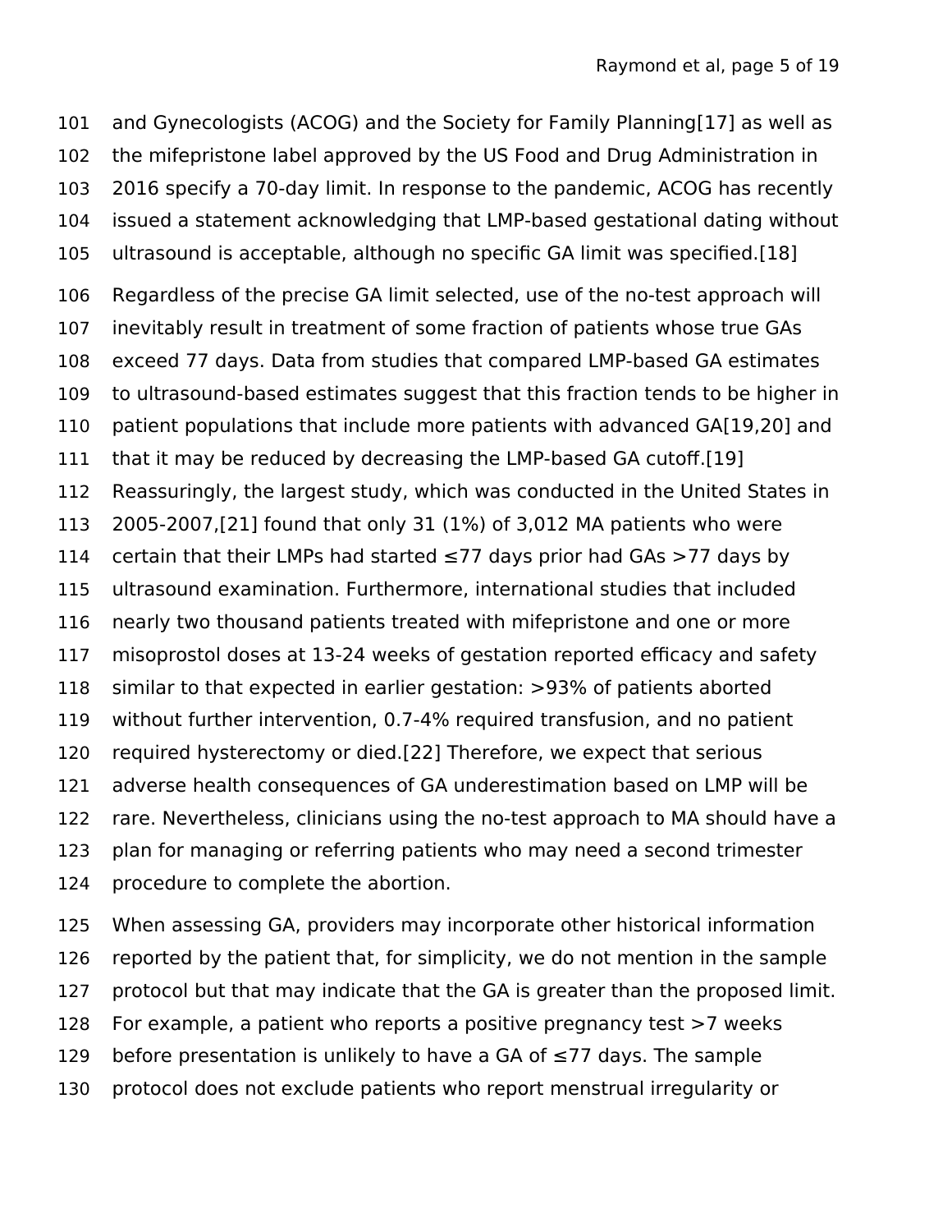and Gynecologists (ACOG) and the Society for Family Planning[17] as well as the mifepristone label approved by the US Food and Drug Administration in 2016 specify a 70-day limit. In response to the pandemic, ACOG has recently issued a statement acknowledging that LMP-based gestational dating without ultrasound is acceptable, although no specific GA limit was specified.[18]

Regardless of the precise GA limit selected, use of the no-test approach will inevitably result in treatment of some fraction of patients whose true GAs exceed 77 days. Data from studies that compared LMP-based GA estimates to ultrasound-based estimates suggest that this fraction tends to be higher in patient populations that include more patients with advanced GA[19,20] and that it may be reduced by decreasing the LMP-based GA cutoff.[19] Reassuringly, the largest study, which was conducted in the United States in 2005-2007,[21] found that only 31 (1%) of 3,012 MA patients who were certain that their LMPs had started ≤77 days prior had GAs >77 days by ultrasound examination. Furthermore, international studies that included nearly two thousand patients treated with mifepristone and one or more misoprostol doses at 13-24 weeks of gestation reported efficacy and safety similar to that expected in earlier gestation: >93% of patients aborted without further intervention, 0.7-4% required transfusion, and no patient required hysterectomy or died.[22] Therefore, we expect that serious adverse health consequences of GA underestimation based on LMP will be rare. Nevertheless, clinicians using the no-test approach to MA should have a plan for managing or referring patients who may need a second trimester procedure to complete the abortion.

When assessing GA, providers may incorporate other historical information reported by the patient that, for simplicity, we do not mention in the sample protocol but that may indicate that the GA is greater than the proposed limit. For example, a patient who reports a positive pregnancy test >7 weeks before presentation is unlikely to have a GA of ≤77 days. The sample protocol does not exclude patients who report menstrual irregularity or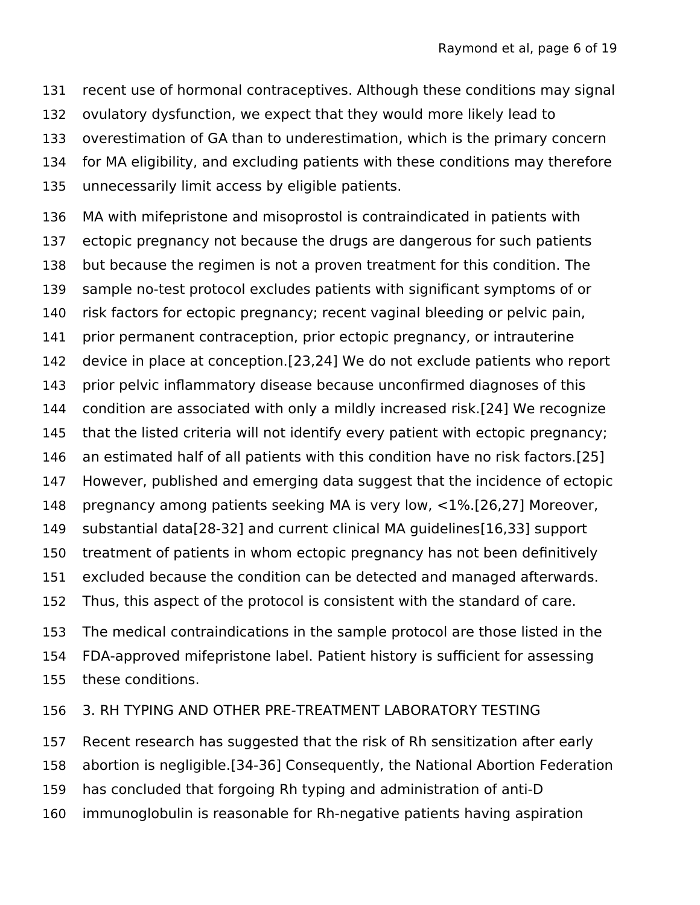recent use of hormonal contraceptives. Although these conditions may signal ovulatory dysfunction, we expect that they would more likely lead to overestimation of GA than to underestimation, which is the primary concern for MA eligibility, and excluding patients with these conditions may therefore unnecessarily limit access by eligible patients.

MA with mifepristone and misoprostol is contraindicated in patients with ectopic pregnancy not because the drugs are dangerous for such patients but because the regimen is not a proven treatment for this condition. The sample no-test protocol excludes patients with significant symptoms of or risk factors for ectopic pregnancy; recent vaginal bleeding or pelvic pain, prior permanent contraception, prior ectopic pregnancy, or intrauterine device in place at conception.[23,24] We do not exclude patients who report prior pelvic inflammatory disease because unconfirmed diagnoses of this condition are associated with only a mildly increased risk.[24] We recognize that the listed criteria will not identify every patient with ectopic pregnancy; an estimated half of all patients with this condition have no risk factors.[25] However, published and emerging data suggest that the incidence of ectopic pregnancy among patients seeking MA is very low, <1%.[26,27] Moreover, substantial data[28-32] and current clinical MA guidelines[16,33] support treatment of patients in whom ectopic pregnancy has not been definitively excluded because the condition can be detected and managed afterwards. Thus, this aspect of the protocol is consistent with the standard of care.

The medical contraindications in the sample protocol are those listed in the FDA-approved mifepristone label. Patient history is sufficient for assessing these conditions.

## 3. RH TYPING AND OTHER PRE-TREATMENT LABORATORY TESTING

Recent research has suggested that the risk of Rh sensitization after early abortion is negligible.[34-36] Consequently, the National Abortion Federation has concluded that forgoing Rh typing and administration of anti-D immunoglobulin is reasonable for Rh-negative patients having aspiration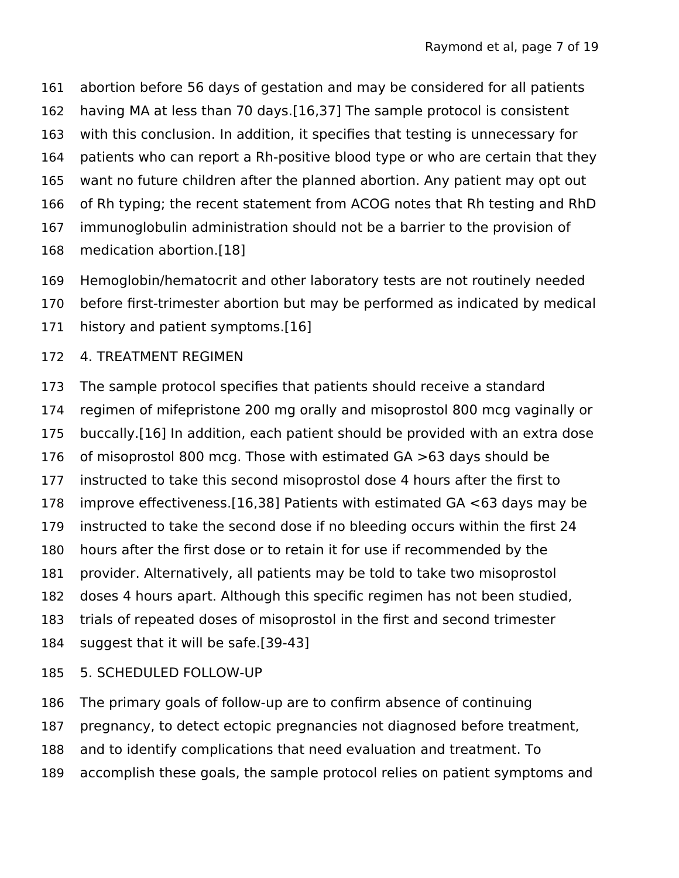abortion before 56 days of gestation and may be considered for all patients having MA at less than 70 days.[16,37] The sample protocol is consistent with this conclusion. In addition, it specifies that testing is unnecessary for patients who can report a Rh-positive blood type or who are certain that they want no future children after the planned abortion. Any patient may opt out of Rh typing; the recent statement from ACOG notes that Rh testing and RhD immunoglobulin administration should not be a barrier to the provision of medication abortion.[18]

Hemoglobin/hematocrit and other laboratory tests are not routinely needed before first-trimester abortion but may be performed as indicated by medical history and patient symptoms.[16]

## 4. TREATMENT REGIMEN

The sample protocol specifies that patients should receive a standard regimen of mifepristone 200 mg orally and misoprostol 800 mcg vaginally or buccally.[16] In addition, each patient should be provided with an extra dose of misoprostol 800 mcg. Those with estimated GA >63 days should be instructed to take this second misoprostol dose 4 hours after the first to improve effectiveness.[16,38] Patients with estimated GA <63 days may be instructed to take the second dose if no bleeding occurs within the first 24 hours after the first dose or to retain it for use if recommended by the provider. Alternatively, all patients may be told to take two misoprostol doses 4 hours apart. Although this specific regimen has not been studied, trials of repeated doses of misoprostol in the first and second trimester suggest that it will be safe.[39-43]

## 5. SCHEDULED FOLLOW-UP

The primary goals of follow-up are to confirm absence of continuing pregnancy, to detect ectopic pregnancies not diagnosed before treatment, and to identify complications that need evaluation and treatment. To accomplish these goals, the sample protocol relies on patient symptoms and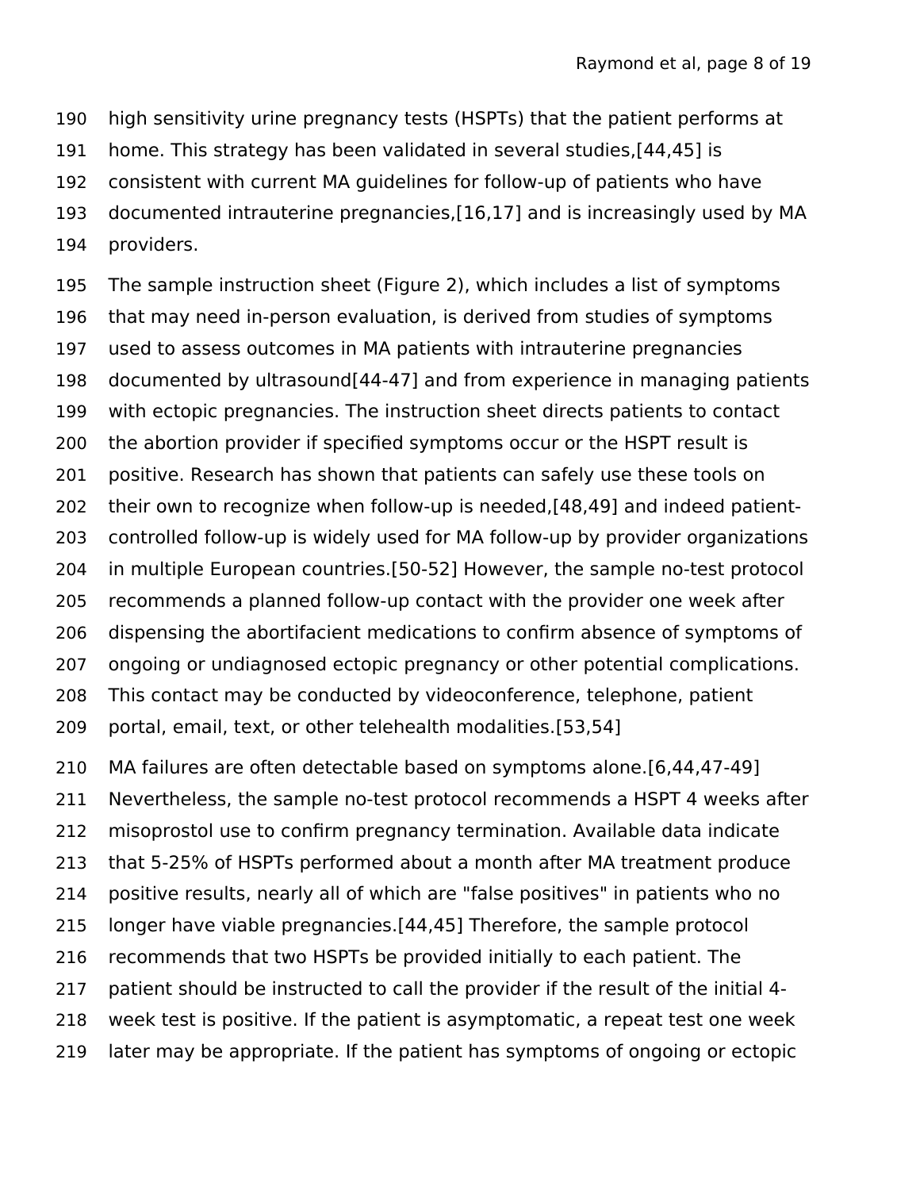high sensitivity urine pregnancy tests (HSPTs) that the patient performs at home. This strategy has been validated in several studies,[44,45] is consistent with current MA guidelines for follow-up of patients who have documented intrauterine pregnancies,[16,17] and is increasingly used by MA providers.

The sample instruction sheet (Figure 2), which includes a list of symptoms that may need in-person evaluation, is derived from studies of symptoms used to assess outcomes in MA patients with intrauterine pregnancies documented by ultrasound[44-47] and from experience in managing patients with ectopic pregnancies. The instruction sheet directs patients to contact the abortion provider if specified symptoms occur or the HSPT result is positive. Research has shown that patients can safely use these tools on their own to recognize when follow-up is needed,[48,49] and indeed patient-controlled follow-up is widely used for MA follow-up by provider organizations in multiple European countries.[50-52] However, the sample no-test protocol recommends a planned follow-up contact with the provider one week after dispensing the abortifacient medications to confirm absence of symptoms of ongoing or undiagnosed ectopic pregnancy or other potential complications. This contact may be conducted by videoconference, telephone, patient portal, email, text, or other telehealth modalities.[53,54]

MA failures are often detectable based on symptoms alone.[6,44,47-49] Nevertheless, the sample no-test protocol recommends a HSPT 4 weeks after misoprostol use to confirm pregnancy termination. Available data indicate that 5-25% of HSPTs performed about a month after MA treatment produce positive results, nearly all of which are "false positives" in patients who no longer have viable pregnancies.[44,45] Therefore, the sample protocol recommends that two HSPTs be provided initially to each patient. The patient should be instructed to call the provider if the result of the initial 4-week test is positive. If the patient is asymptomatic, a repeat test one week later may be appropriate. If the patient has symptoms of ongoing or ectopic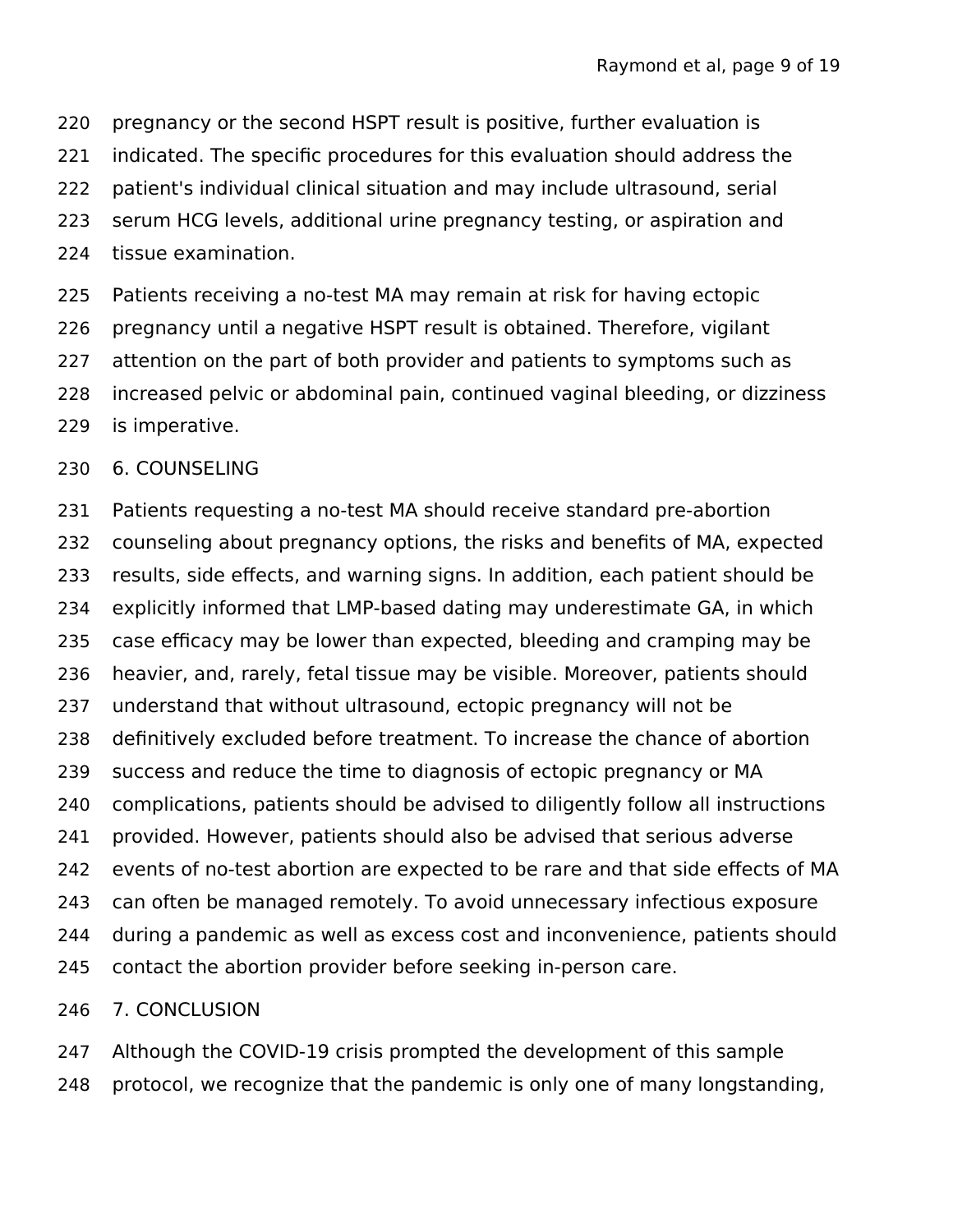pregnancy or the second HSPT result is positive, further evaluation is indicated. The specific procedures for this evaluation should address the patient's individual clinical situation and may include ultrasound, serial serum HCG levels, additional urine pregnancy testing, or aspiration and tissue examination.

Patients receiving a no-test MA may remain at risk for having ectopic pregnancy until a negative HSPT result is obtained. Therefore, vigilant attention on the part of both provider and patients to symptoms such as increased pelvic or abdominal pain, continued vaginal bleeding, or dizziness is imperative.

## 6. COUNSELING

Patients requesting a no-test MA should receive standard pre-abortion counseling about pregnancy options, the risks and benefits of MA, expected results, side effects, and warning signs. In addition, each patient should be explicitly informed that LMP-based dating may underestimate GA, in which case efficacy may be lower than expected, bleeding and cramping may be heavier, and, rarely, fetal tissue may be visible. Moreover, patients should understand that without ultrasound, ectopic pregnancy will not be definitively excluded before treatment. To increase the chance of abortion success and reduce the time to diagnosis of ectopic pregnancy or MA complications, patients should be advised to diligently follow all instructions provided. However, patients should also be advised that serious adverse events of no-test abortion are expected to be rare and that side effects of MA can often be managed remotely. To avoid unnecessary infectious exposure during a pandemic as well as excess cost and inconvenience, patients should contact the abortion provider before seeking in-person care.

## 7. CONCLUSION

Although the COVID-19 crisis prompted the development of this sample protocol, we recognize that the pandemic is only one of many longstanding,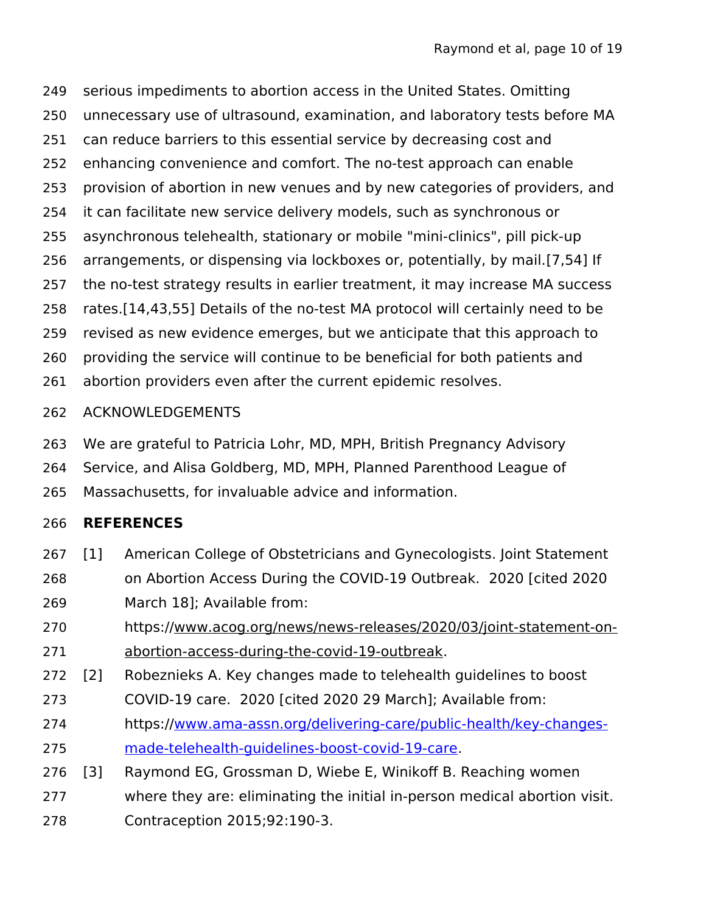serious impediments to abortion access in the United States. Omitting unnecessary use of ultrasound, examination, and laboratory tests before MA can reduce barriers to this essential service by decreasing cost and enhancing convenience and comfort. The no-test approach can enable provision of abortion in new venues and by new categories of providers, and it can facilitate new service delivery models, such as synchronous or asynchronous telehealth, stationary or mobile "mini-clinics", pill pick-up arrangements, or dispensing via lockboxes or, potentially, by mail.[7,54] If the no-test strategy results in earlier treatment, it may increase MA success rates.[14,43,55] Details of the no-test MA protocol will certainly need to be revised as new evidence emerges, but we anticipate that this approach to providing the service will continue to be beneficial for both patients and abortion providers even after the current epidemic resolves.

## ACKNOWLEDGEMENTS

We are grateful to Patricia Lohr, MD, MPH, British Pregnancy Advisory Service, and Alisa Goldberg, MD, MPH, Planned Parenthood League of Massachusetts, for invaluable advice and information.

## REFERENCES

[1] American College of Obstetricians and Gynecologists. Joint Statement on Abortion Access During the COVID-19 Outbreak. 2020 [cited 2020 March 18]; Available from: https://www.acog.org/news/news-releases/2020/03/joint-statement-on-abortion-access-during-the-covid-19-outbreak.

[2] Robeznieks A. Key changes made to telehealth guidelines to boost COVID-19 care. 2020 [cited 2020 29 March]; Available from: https://www.ama-assn.org/delivering-care/public-health/key-changes-made-telehealth-guidelines-boost-covid-19-care.

[3] Raymond EG, Grossman D, Wiebe E, Winikoff B. Reaching women where they are: eliminating the initial in-person medical abortion visit. Contraception 2015;92:190-3.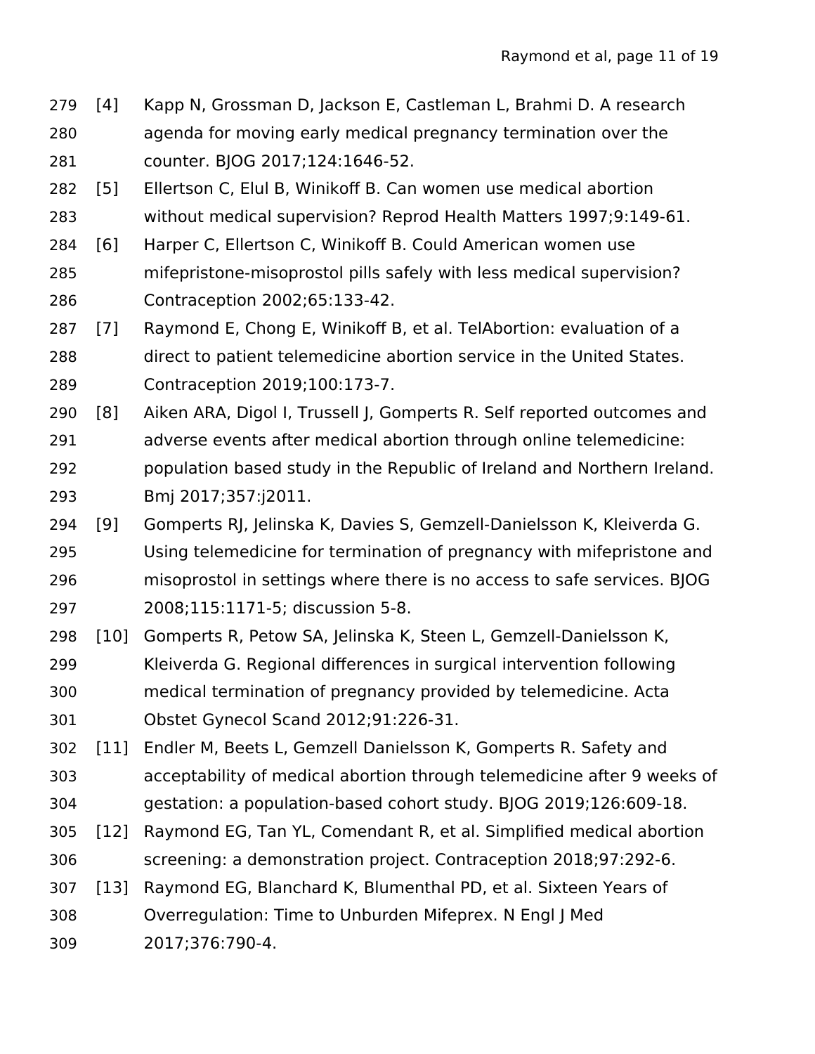[4] Kapp N, Grossman D, Jackson E, Castleman L, Brahmi D. A research agenda for moving early medical pregnancy termination over the counter. BJOG 2017;124:1646-52.

[5] Ellertson C, Elul B, Winikoff B. Can women use medical abortion without medical supervision? Reprod Health Matters 1997;9:149-61.

[6] Harper C, Ellertson C, Winikoff B. Could American women use mifepristone-misoprostol pills safely with less medical supervision? Contraception 2002;65:133-42.

[7] Raymond E, Chong E, Winikoff B, et al. TelAbortion: evaluation of a direct to patient telemedicine abortion service in the United States. Contraception 2019;100:173-7.

[8] Aiken ARA, Digol I, Trussell J, Gomperts R. Self reported outcomes and adverse events after medical abortion through online telemedicine: population based study in the Republic of Ireland and Northern Ireland. Bmj 2017;357:j2011.

[9] Gomperts RJ, Jelinska K, Davies S, Gemzell-Danielsson K, Kleiverda G. Using telemedicine for termination of pregnancy with mifepristone and misoprostol in settings where there is no access to safe services. BJOG 2008;115:1171-5; discussion 5-8.

[10] Gomperts R, Petow SA, Jelinska K, Steen L, Gemzell-Danielsson K, Kleiverda G. Regional differences in surgical intervention following medical termination of pregnancy provided by telemedicine. Acta Obstet Gynecol Scand 2012;91:226-31.

[11] Endler M, Beets L, Gemzell Danielsson K, Gomperts R. Safety and acceptability of medical abortion through telemedicine after 9 weeks of gestation: a population-based cohort study. BJOG 2019;126:609-18.

[12] Raymond EG, Tan YL, Comendant R, et al. Simplified medical abortion screening: a demonstration project. Contraception 2018;97:292-6.

[13] Raymond EG, Blanchard K, Blumenthal PD, et al. Sixteen Years of Overregulation: Time to Unburden Mifeprex. N Engl J Med 2017;376:790-4.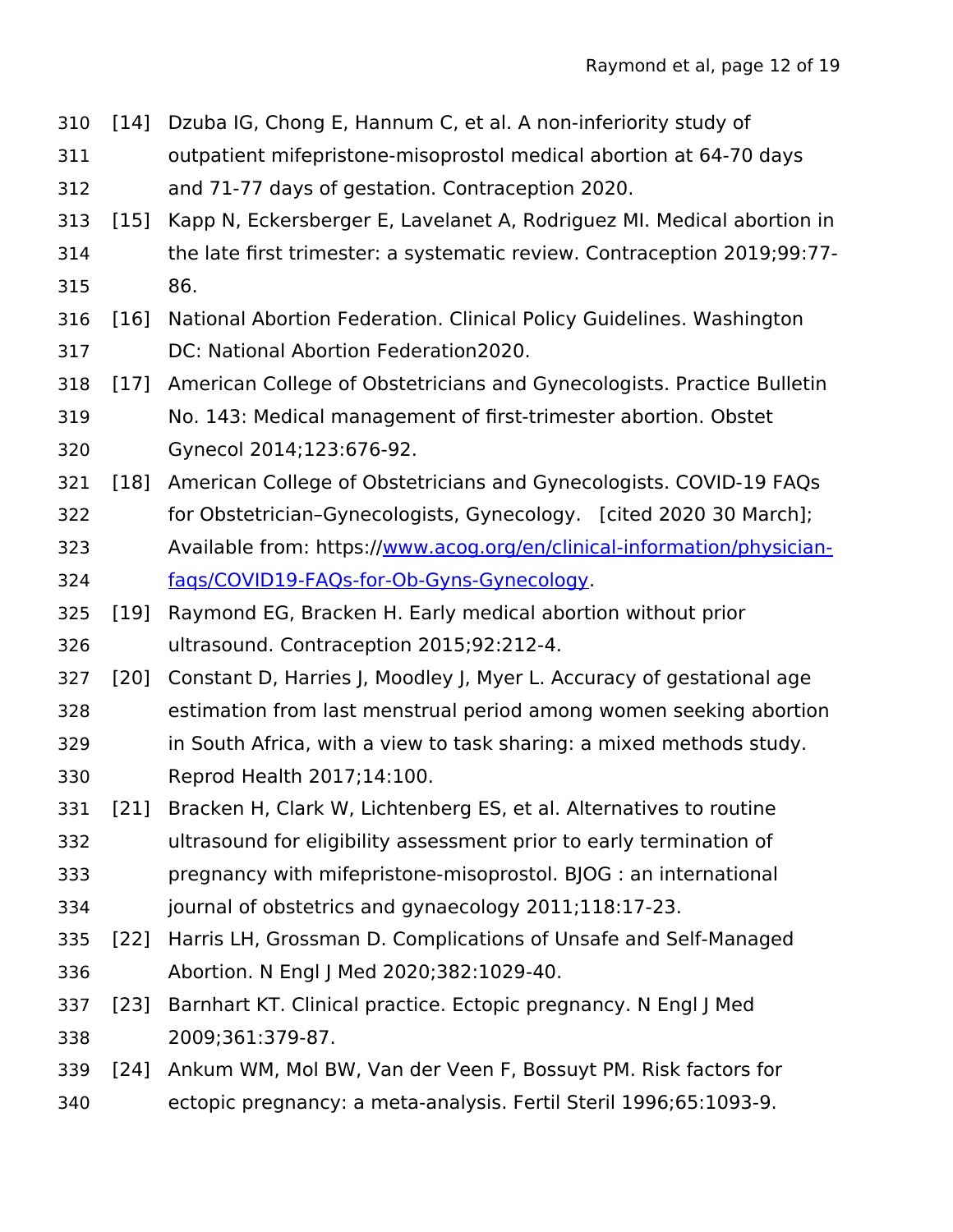[14] Dzuba IG, Chong E, Hannum C, et al. A non-inferiority study of outpatient mifepristone-misoprostol medical abortion at 64-70 days and 71-77 days of gestation. Contraception 2020.

[15] Kapp N, Eckersberger E, Lavelanet A, Rodriguez MI. Medical abortion in the late first trimester: a systematic review. Contraception 2019;99:77-86.

[16] National Abortion Federation. Clinical Policy Guidelines. Washington DC: National Abortion Federation2020.

[17] American College of Obstetricians and Gynecologists. Practice Bulletin No. 143: Medical management of first-trimester abortion. Obstet Gynecol 2014;123:676-92.

[18] American College of Obstetricians and Gynecologists. COVID-19 FAQs for Obstetrician–Gynecologists, Gynecology. [cited 2020 30 March]; Available from: https://www.acog.org/en/clinical-information/physician-faqs/COVID19-FAQs-for-Ob-Gyns-Gynecology.

[19] Raymond EG, Bracken H. Early medical abortion without prior ultrasound. Contraception 2015;92:212-4.

[20] Constant D, Harries J, Moodley J, Myer L. Accuracy of gestational age estimation from last menstrual period among women seeking abortion in South Africa, with a view to task sharing: a mixed methods study. Reprod Health 2017;14:100.

[21] Bracken H, Clark W, Lichtenberg ES, et al. Alternatives to routine ultrasound for eligibility assessment prior to early termination of pregnancy with mifepristone-misoprostol. BJOG : an international journal of obstetrics and gynaecology 2011;118:17-23.

[22] Harris LH, Grossman D. Complications of Unsafe and Self-Managed Abortion. N Engl J Med 2020;382:1029-40.

[23] Barnhart KT. Clinical practice. Ectopic pregnancy. N Engl J Med 2009;361:379-87.

[24] Ankum WM, Mol BW, Van der Veen F, Bossuyt PM. Risk factors for ectopic pregnancy: a meta-analysis. Fertil Steril 1996;65:1093-9.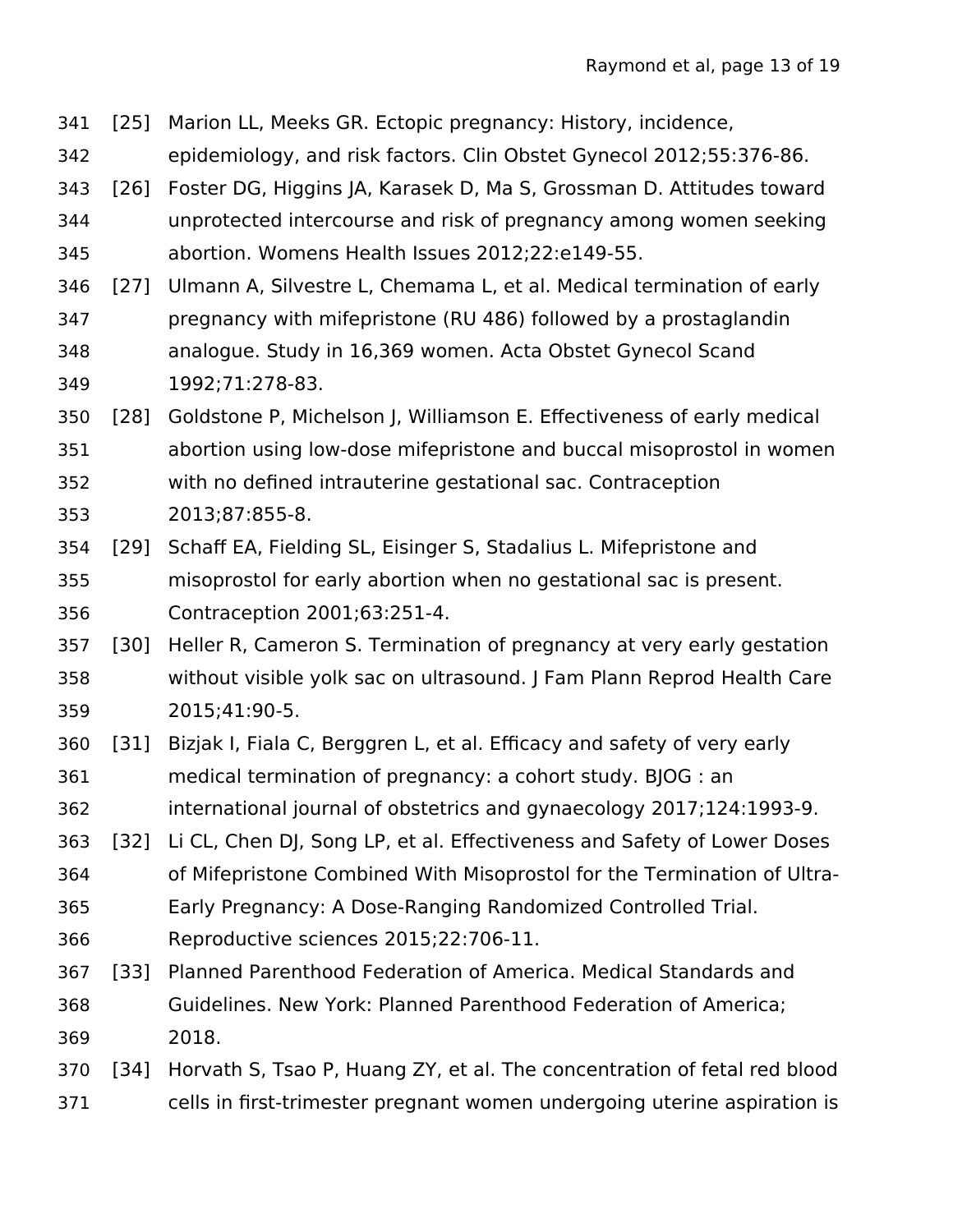[25] Marion LL, Meeks GR. Ectopic pregnancy: History, incidence, epidemiology, and risk factors. Clin Obstet Gynecol 2012;55:376-86.

[26] Foster DG, Higgins JA, Karasek D, Ma S, Grossman D. Attitudes toward unprotected intercourse and risk of pregnancy among women seeking abortion. Womens Health Issues 2012;22:e149-55.

[27] Ulmann A, Silvestre L, Chemama L, et al. Medical termination of early pregnancy with mifepristone (RU 486) followed by a prostaglandin analogue. Study in 16,369 women. Acta Obstet Gynecol Scand 1992;71:278-83.

[28] Goldstone P, Michelson J, Williamson E. Effectiveness of early medical abortion using low-dose mifepristone and buccal misoprostol in women with no defined intrauterine gestational sac. Contraception 2013;87:855-8.

[29] Schaff EA, Fielding SL, Eisinger S, Stadalius L. Mifepristone and misoprostol for early abortion when no gestational sac is present. Contraception 2001;63:251-4.

[30] Heller R, Cameron S. Termination of pregnancy at very early gestation without visible yolk sac on ultrasound. J Fam Plann Reprod Health Care 2015;41:90-5.

[31] Bizjak I, Fiala C, Berggren L, et al. Efficacy and safety of very early medical termination of pregnancy: a cohort study. BJOG : an international journal of obstetrics and gynaecology 2017;124:1993-9.

[32] Li CL, Chen DJ, Song LP, et al. Effectiveness and Safety of Lower Doses of Mifepristone Combined With Misoprostol for the Termination of Ultra-Early Pregnancy: A Dose-Ranging Randomized Controlled Trial. Reproductive sciences 2015;22:706-11.

[33] Planned Parenthood Federation of America. Medical Standards and Guidelines. New York: Planned Parenthood Federation of America; 2018.

[34] Horvath S, Tsao P, Huang ZY, et al. The concentration of fetal red blood cells in first-trimester pregnant women undergoing uterine aspiration is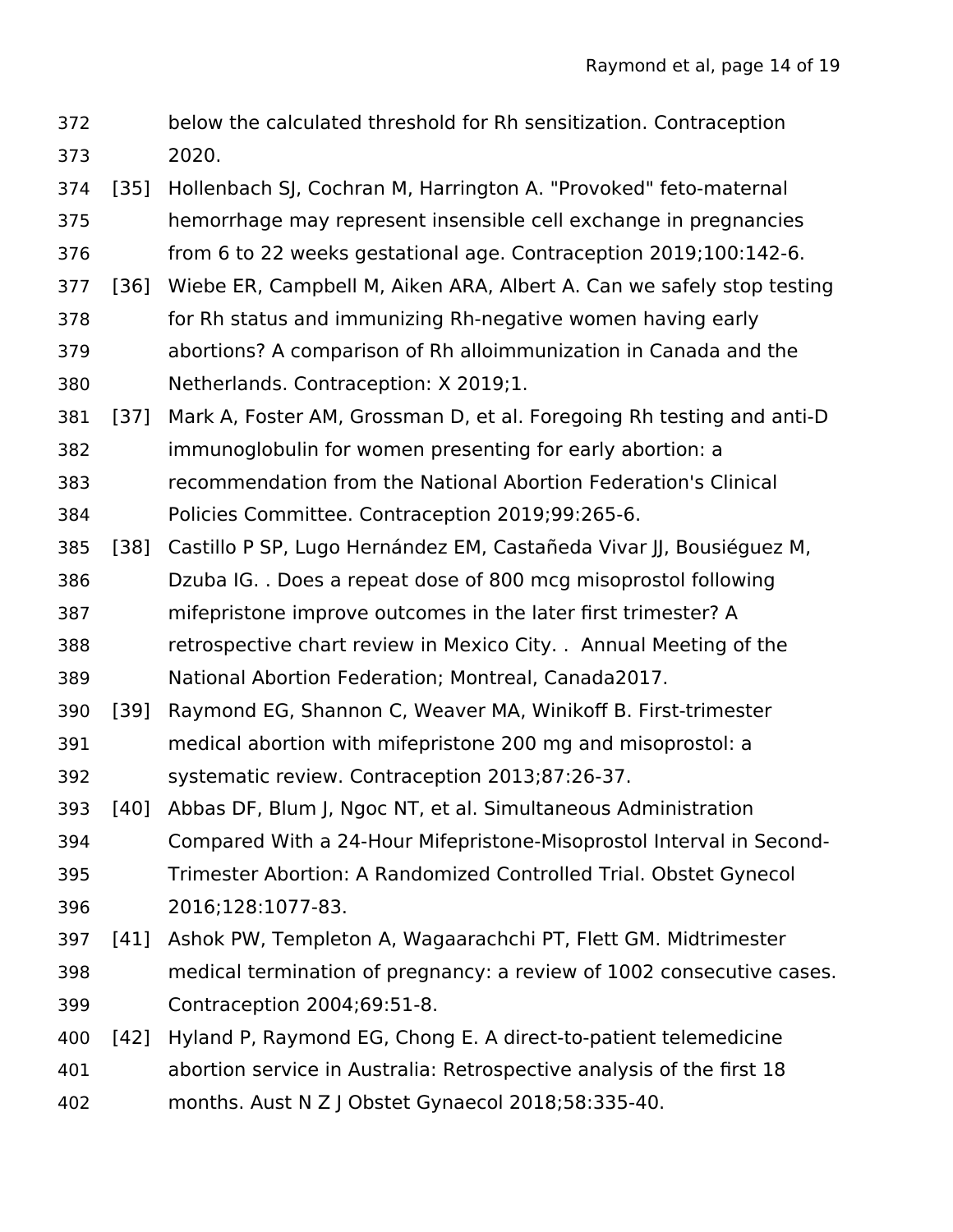below the calculated threshold for Rh sensitization. Contraception 2020.

[35] Hollenbach SJ, Cochran M, Harrington A. "Provoked" feto-maternal hemorrhage may represent insensible cell exchange in pregnancies from 6 to 22 weeks gestational age. Contraception 2019;100:142-6.

[36] Wiebe ER, Campbell M, Aiken ARA, Albert A. Can we safely stop testing for Rh status and immunizing Rh-negative women having early abortions? A comparison of Rh alloimmunization in Canada and the Netherlands. Contraception: X 2019;1.

[37] Mark A, Foster AM, Grossman D, et al. Foregoing Rh testing and anti-D immunoglobulin for women presenting for early abortion: a recommendation from the National Abortion Federation's Clinical Policies Committee. Contraception 2019;99:265-6.

[38] Castillo P SP, Lugo Hernández EM, Castañeda Vivar JJ, Bousiéguez M, Dzuba IG. . Does a repeat dose of 800 mcg misoprostol following mifepristone improve outcomes in the later first trimester? A retrospective chart review in Mexico City. . Annual Meeting of the National Abortion Federation; Montreal, Canada2017.

[39] Raymond EG, Shannon C, Weaver MA, Winikoff B. First-trimester medical abortion with mifepristone 200 mg and misoprostol: a systematic review. Contraception 2013;87:26-37.

[40] Abbas DF, Blum J, Ngoc NT, et al. Simultaneous Administration Compared With a 24-Hour Mifepristone-Misoprostol Interval in Second-Trimester Abortion: A Randomized Controlled Trial. Obstet Gynecol 2016;128:1077-83.

[41] Ashok PW, Templeton A, Wagaarachchi PT, Flett GM. Midtrimester medical termination of pregnancy: a review of 1002 consecutive cases. Contraception 2004;69:51-8.

[42] Hyland P, Raymond EG, Chong E. A direct-to-patient telemedicine abortion service in Australia: Retrospective analysis of the first 18 months. Aust N Z J Obstet Gynaecol 2018;58:335-40.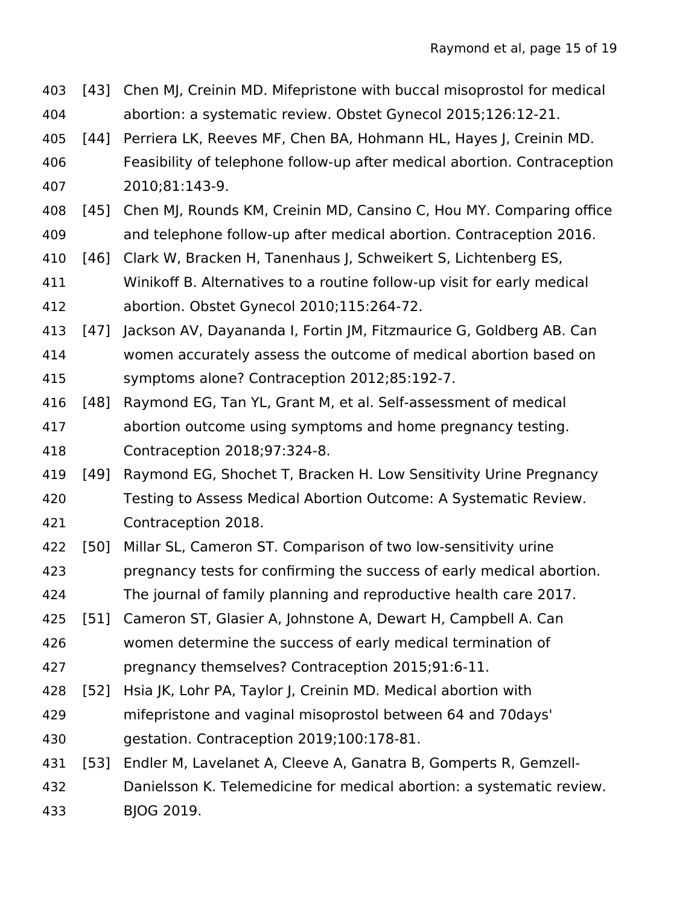[43] Chen MJ, Creinin MD. Mifepristone with buccal misoprostol for medical abortion: a systematic review. Obstet Gynecol 2015;126:12-21.

[44] Perriera LK, Reeves MF, Chen BA, Hohmann HL, Hayes J, Creinin MD. Feasibility of telephone follow-up after medical abortion. Contraception 2010;81:143-9.

[45] Chen MJ, Rounds KM, Creinin MD, Cansino C, Hou MY. Comparing office and telephone follow-up after medical abortion. Contraception 2016.

[46] Clark W, Bracken H, Tanenhaus J, Schweikert S, Lichtenberg ES, Winikoff B. Alternatives to a routine follow-up visit for early medical abortion. Obstet Gynecol 2010;115:264-72.

[47] Jackson AV, Dayananda I, Fortin JM, Fitzmaurice G, Goldberg AB. Can women accurately assess the outcome of medical abortion based on symptoms alone? Contraception 2012;85:192-7.

[48] Raymond EG, Tan YL, Grant M, et al. Self-assessment of medical abortion outcome using symptoms and home pregnancy testing. Contraception 2018;97:324-8.

[49] Raymond EG, Shochet T, Bracken H. Low Sensitivity Urine Pregnancy Testing to Assess Medical Abortion Outcome: A Systematic Review. Contraception 2018.

[50] Millar SL, Cameron ST. Comparison of two low-sensitivity urine pregnancy tests for confirming the success of early medical abortion. The journal of family planning and reproductive health care 2017.

[51] Cameron ST, Glasier A, Johnstone A, Dewart H, Campbell A. Can women determine the success of early medical termination of pregnancy themselves? Contraception 2015;91:6-11.

[52] Hsia JK, Lohr PA, Taylor J, Creinin MD. Medical abortion with mifepristone and vaginal misoprostol between 64 and 70days' gestation. Contraception 2019;100:178-81.

[53] Endler M, Lavelanet A, Cleeve A, Ganatra B, Gomperts R, Gemzell-Danielsson K. Telemedicine for medical abortion: a systematic review. BJOG 2019.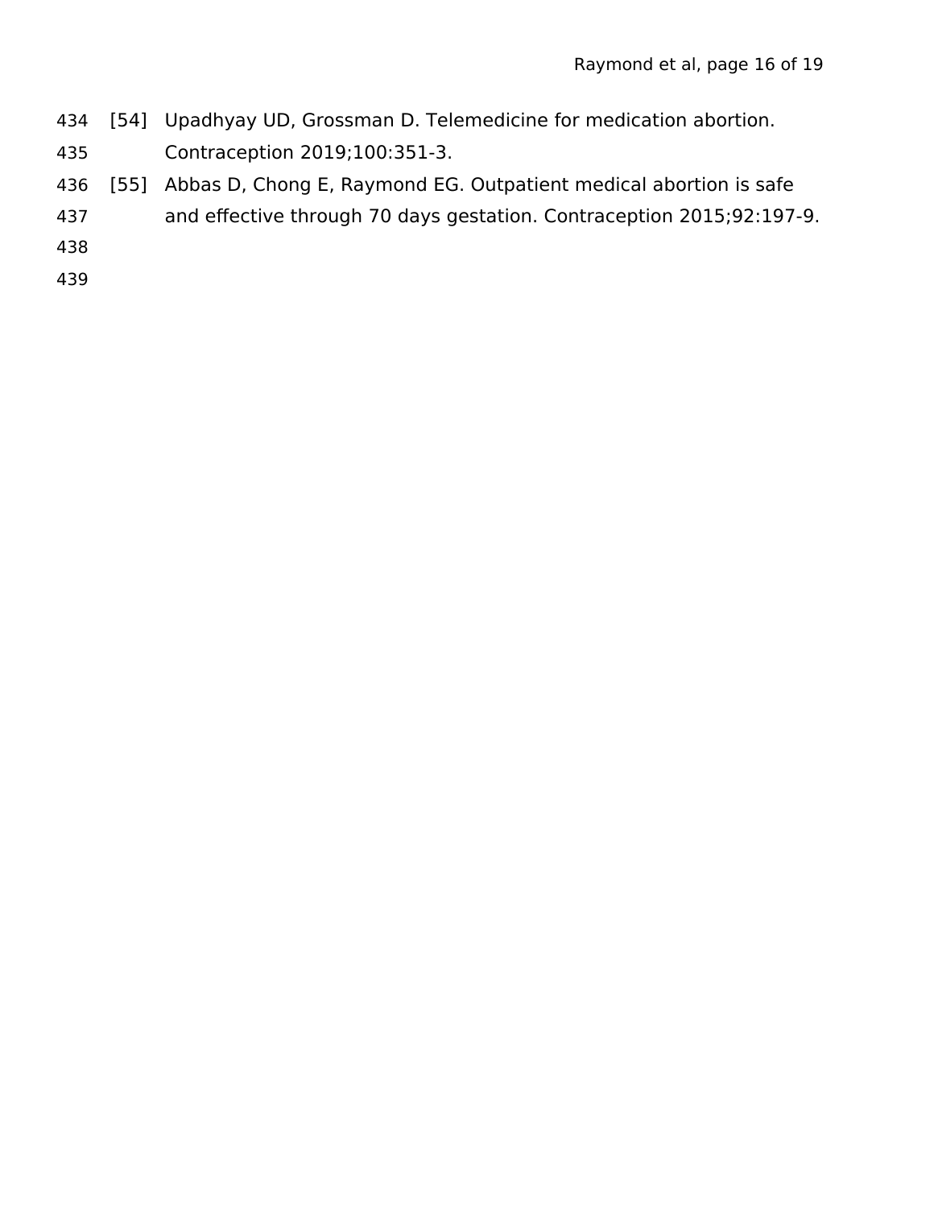[54] Upadhyay UD, Grossman D. Telemedicine for medication abortion. Contraception 2019;100:351-3.

[55] Abbas D, Chong E, Raymond EG. Outpatient medical abortion is safe and effective through 70 days gestation. Contraception 2015;92:197-9.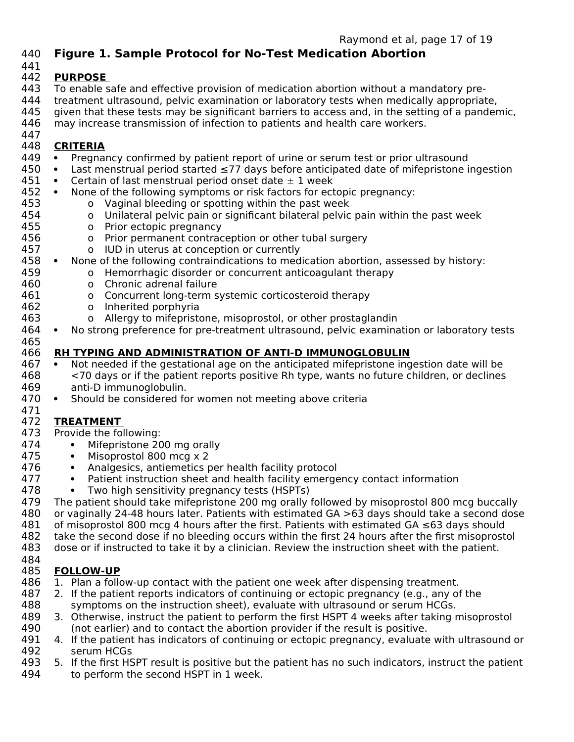# Figure 1. Sample Protocol for No-Test Medication Abortion

## PURPOSE

To enable safe and effective provision of medication abortion without a mandatory pre-treatment ultrasound, pelvic examination or laboratory tests when medically appropriate, given that these tests may be significant barriers to access and, in the setting of a pandemic, may increase transmission of infection to patients and health care workers.

## CRITERIA

- Pregnancy confirmed by patient report of urine or serum test or prior ultrasound
- Last menstrual period started ≤77 days before anticipated date of mifepristone ingestion
- Certain of last menstrual period onset date ± 1 week
- None of the following symptoms or risk factors for ectopic pregnancy:
  - Vaginal bleeding or spotting within the past week
  - Unilateral pelvic pain or significant bilateral pelvic pain within the past week
  - Prior ectopic pregnancy
  - Prior permanent contraception or other tubal surgery
  - IUD in uterus at conception or currently
- None of the following contraindications to medication abortion, assessed by history:
  - Hemorrhagic disorder or concurrent anticoagulant therapy
  - Chronic adrenal failure
  - Concurrent long-term systemic corticosteroid therapy
  - Inherited porphyria
  - Allergy to mifepristone, misoprostol, or other prostaglandin
- No strong preference for pre-treatment ultrasound, pelvic examination or laboratory tests

## RH TYPING AND ADMINISTRATION OF ANTI-D IMMUNOGLOBULIN

- Not needed if the gestational age on the anticipated mifepristone ingestion date will be <70 days or if the patient reports positive Rh type, wants no future children, or declines anti-D immunoglobulin.
- Should be considered for women not meeting above criteria

## TREATMENT

Provide the following:

- Mifepristone 200 mg orally
- Misoprostol 800 mcg x 2
- Analgesics, antiemetics per health facility protocol
- Patient instruction sheet and health facility emergency contact information
- Two high sensitivity pregnancy tests (HSPTs)

The patient should take mifepristone 200 mg orally followed by misoprostol 800 mcg buccally or vaginally 24-48 hours later. Patients with estimated GA >63 days should take a second dose of misoprostol 800 mcg 4 hours after the first. Patients with estimated GA ≤63 days should take the second dose if no bleeding occurs within the first 24 hours after the first misoprostol dose or if instructed to take it by a clinician. Review the instruction sheet with the patient.

## FOLLOW-UP

1. Plan a follow-up contact with the patient one week after dispensing treatment.
2. If the patient reports indicators of continuing or ectopic pregnancy (e.g., any of the symptoms on the instruction sheet), evaluate with ultrasound or serum HCGs.
3. Otherwise, instruct the patient to perform the first HSPT 4 weeks after taking misoprostol (not earlier) and to contact the abortion provider if the result is positive.
4. If the patient has indicators of continuing or ectopic pregnancy, evaluate with ultrasound or serum HCGs
5. If the first HSPT result is positive but the patient has no such indicators, instruct the patient to perform the second HSPT in 1 week.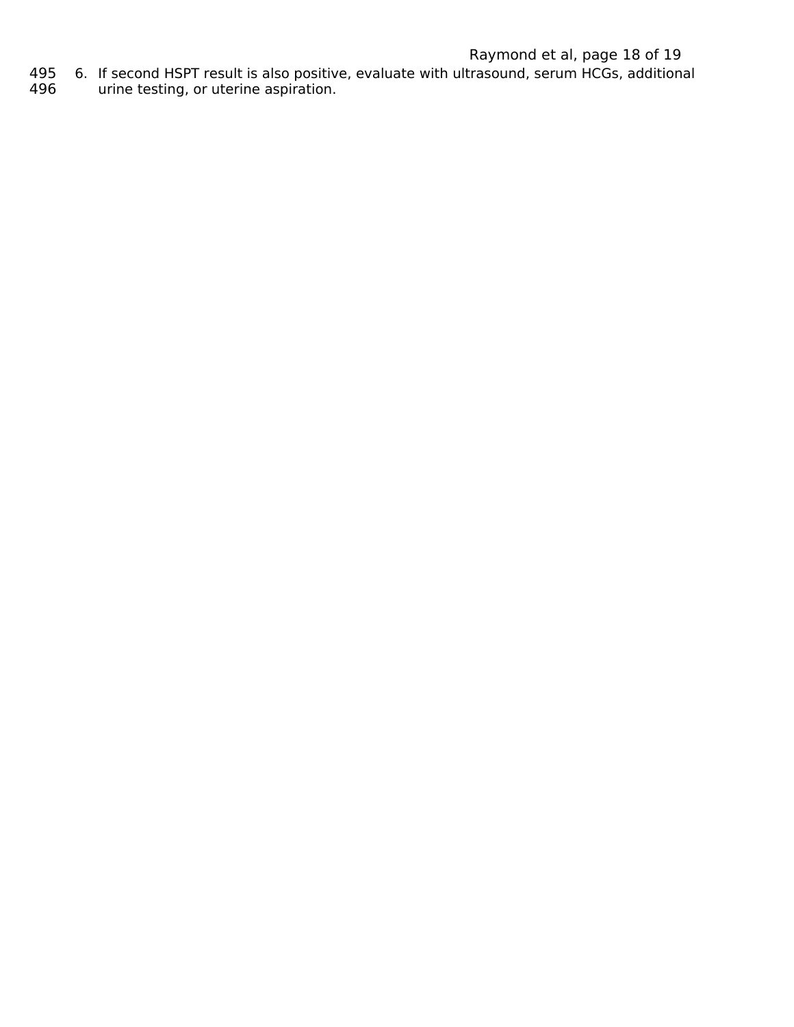6. If second HSPT result is also positive, evaluate with ultrasound, serum HCGs, additional urine testing, or uterine aspiration.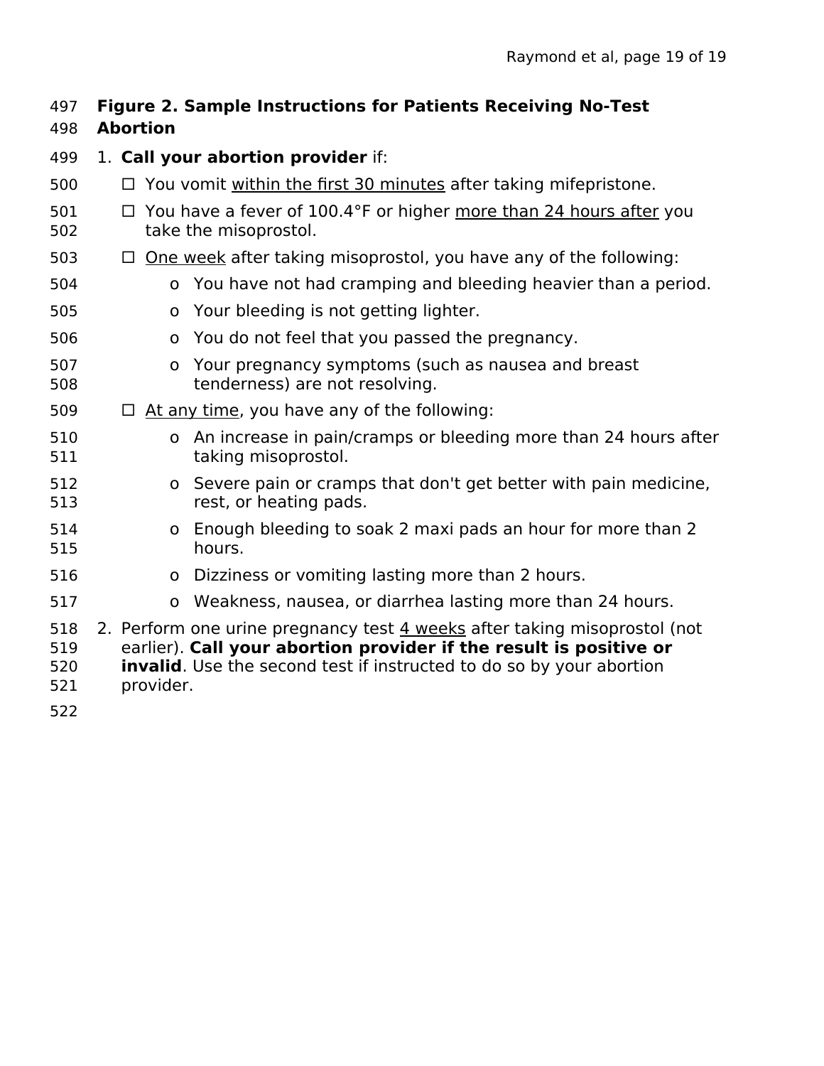**Figure 2. Sample Instructions for Patients Receiving No-Test Abortion**

1. **Call your abortion provider** if:
   - ☐ You vomit within the first 30 minutes after taking mifepristone.
   - ☐ You have a fever of 100.4°F or higher more than 24 hours after you take the misoprostol.
   - ☐ One week after taking misoprostol, you have any of the following:
     - o You have not had cramping and bleeding heavier than a period.
     - o Your bleeding is not getting lighter.
     - o You do not feel that you passed the pregnancy.
     - o Your pregnancy symptoms (such as nausea and breast tenderness) are not resolving.
   - ☐ At any time, you have any of the following:
     - o An increase in pain/cramps or bleeding more than 24 hours after taking misoprostol.
     - o Severe pain or cramps that don't get better with pain medicine, rest, or heating pads.
     - o Enough bleeding to soak 2 maxi pads an hour for more than 2 hours.
     - o Dizziness or vomiting lasting more than 2 hours.
     - o Weakness, nausea, or diarrhea lasting more than 24 hours.
2. Perform one urine pregnancy test 4 weeks after taking misoprostol (not earlier). **Call your abortion provider if the result is positive or invalid**. Use the second test if instructed to do so by your abortion provider.